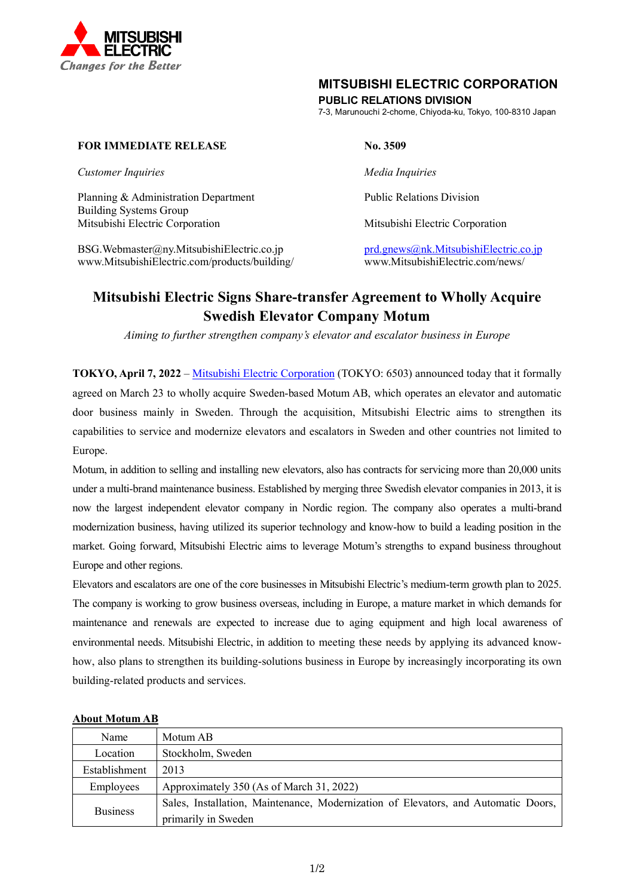MITSUBISHI ELECTRIC
*Changes for the Better*

**MITSUBISHI ELECTRIC CORPORATION**
**PUBLIC RELATIONS DIVISION**
7-3, Marunouchi 2-chome, Chiyoda-ku, Tokyo, 100-8310 Japan

**FOR IMMEDIATE RELEASE** **No. 3509**

*Customer Inquiries*

Planning & Administration Department
Building Systems Group
Mitsubishi Electric Corporation

BSG.Webmaster@ny.MitsubishiElectric.co.jp
www.MitsubishiElectric.com/products/building/

*Media Inquiries*

Public Relations Division

Mitsubishi Electric Corporation

prd.gnews@nk.MitsubishiElectric.co.jp
www.MitsubishiElectric.com/news/

# Mitsubishi Electric Signs Share-transfer Agreement to Wholly Acquire Swedish Elevator Company Motum

*Aiming to further strengthen company's elevator and escalator business in Europe*

**TOKYO, April 7, 2022** – Mitsubishi Electric Corporation (TOKYO: 6503) announced today that it formally agreed on March 23 to wholly acquire Sweden-based Motum AB, which operates an elevator and automatic door business mainly in Sweden. Through the acquisition, Mitsubishi Electric aims to strengthen its capabilities to service and modernize elevators and escalators in Sweden and other countries not limited to Europe.

Motum, in addition to selling and installing new elevators, also has contracts for servicing more than 20,000 units under a multi-brand maintenance business. Established by merging three Swedish elevator companies in 2013, it is now the largest independent elevator company in Nordic region. The company also operates a multi-brand modernization business, having utilized its superior technology and know-how to build a leading position in the market. Going forward, Mitsubishi Electric aims to leverage Motum's strengths to expand business throughout Europe and other regions.

Elevators and escalators are one of the core businesses in Mitsubishi Electric's medium-term growth plan to 2025. The company is working to grow business overseas, including in Europe, a mature market in which demands for maintenance and renewals are expected to increase due to aging equipment and high local awareness of environmental needs. Mitsubishi Electric, in addition to meeting these needs by applying its advanced know-how, also plans to strengthen its building-solutions business in Europe by increasingly incorporating its own building-related products and services.

**About Motum AB**

| | |
|---|---|
| Name | Motum AB |
| Location | Stockholm, Sweden |
| Establishment | 2013 |
| Employees | Approximately 350 (As of March 31, 2022) |
| Business | Sales, Installation, Maintenance, Modernization of Elevators, and Automatic Doors, primarily in Sweden |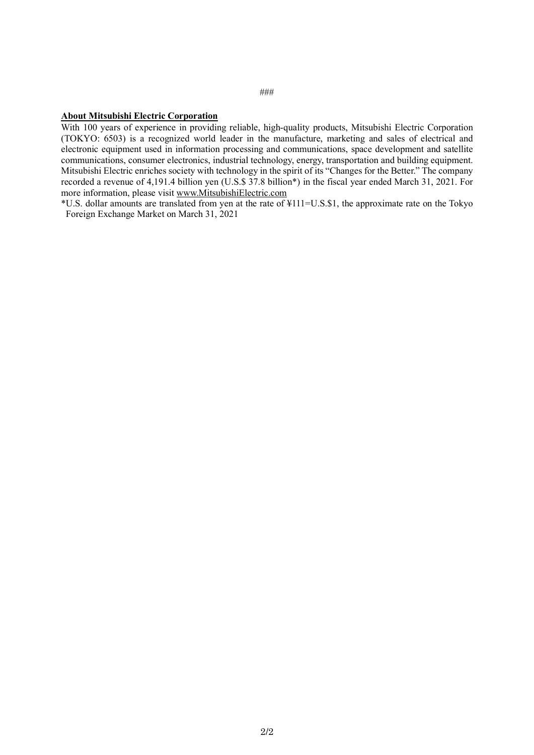###

**About Mitsubishi Electric Corporation**

With 100 years of experience in providing reliable, high-quality products, Mitsubishi Electric Corporation (TOKYO: 6503) is a recognized world leader in the manufacture, marketing and sales of electrical and electronic equipment used in information processing and communications, space development and satellite communications, consumer electronics, industrial technology, energy, transportation and building equipment. Mitsubishi Electric enriches society with technology in the spirit of its "Changes for the Better." The company recorded a revenue of 4,191.4 billion yen (U.S.$ 37.8 billion*) in the fiscal year ended March 31, 2021. For more information, please visit www.MitsubishiElectric.com

*U.S. dollar amounts are translated from yen at the rate of ¥111=U.S.$1, the approximate rate on the Tokyo Foreign Exchange Market on March 31, 2021